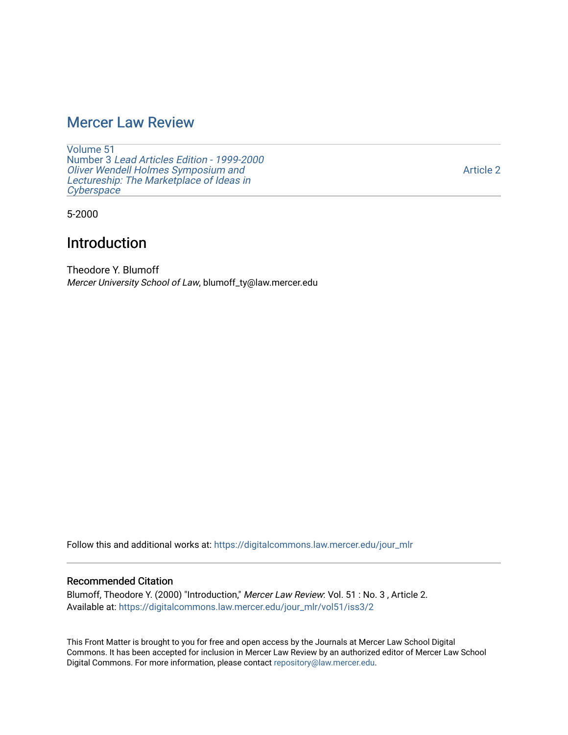# Mercer Law Review

Volume 51
Number 3 *Lead Articles Edition - 1999-2000 Oliver Wendell Holmes Symposium and Lectureship: The Marketplace of Ideas in Cyberspace*

Article 2

5-2000

## Introduction

Theodore Y. Blumoff
*Mercer University School of Law*, blumoff_ty@law.mercer.edu

Follow this and additional works at: https://digitalcommons.law.mercer.edu/jour_mlr

### Recommended Citation

Blumoff, Theodore Y. (2000) "Introduction," *Mercer Law Review*: Vol. 51 : No. 3 , Article 2.
Available at: https://digitalcommons.law.mercer.edu/jour_mlr/vol51/iss3/2

This Front Matter is brought to you for free and open access by the Journals at Mercer Law School Digital Commons. It has been accepted for inclusion in Mercer Law Review by an authorized editor of Mercer Law School Digital Commons. For more information, please contact repository@law.mercer.edu.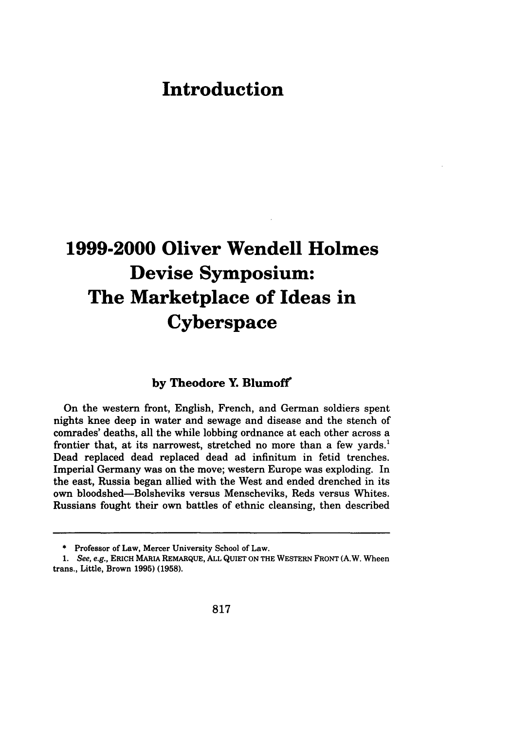# Introduction

# 1999-2000 Oliver Wendell Holmes Devise Symposium: The Marketplace of Ideas in Cyberspace

**by Theodore Y. Blumoff***

On the western front, English, French, and German soldiers spent nights knee deep in water and sewage and disease and the stench of comrades' deaths, all the while lobbing ordnance at each other across a frontier that, at its narrowest, stretched no more than a few yards.[1] Dead replaced dead replaced dead ad infinitum in fetid trenches. Imperial Germany was on the move; western Europe was exploding. In the east, Russia began allied with the West and ended drenched in its own bloodshed—Bolsheviks versus Menscheviks, Reds versus Whites. Russians fought their own battles of ethnic cleansing, then described

---

\* Professor of Law, Mercer University School of Law.

1. *See, e.g.*, ERICH MARIA REMARQUE, ALL QUIET ON THE WESTERN FRONT (A.W. Wheen trans., Little, Brown 1995) (1958).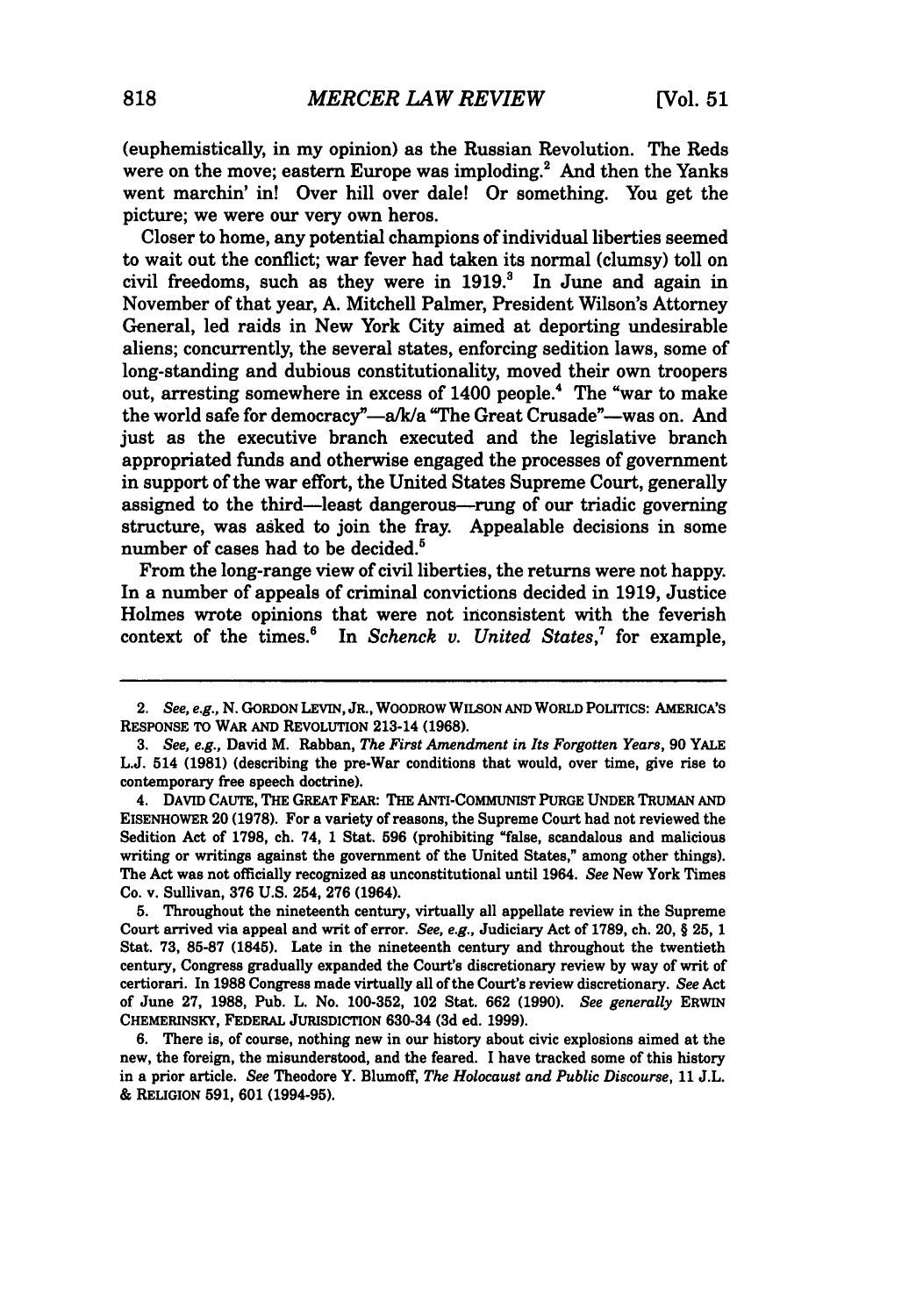(euphemistically, in my opinion) as the Russian Revolution. The Reds were on the move; eastern Europe was imploding.[2] And then the Yanks went marchin' in! Over hill over dale! Or something. You get the picture; we were our very own heros.

Closer to home, any potential champions of individual liberties seemed to wait out the conflict; war fever had taken its normal (clumsy) toll on civil freedoms, such as they were in 1919.[3] In June and again in November of that year, A. Mitchell Palmer, President Wilson's Attorney General, led raids in New York City aimed at deporting undesirable aliens; concurrently, the several states, enforcing sedition laws, some of long-standing and dubious constitutionality, moved their own troopers out, arresting somewhere in excess of 1400 people.[4] The "war to make the world safe for democracy"—a/k/a "The Great Crusade"—was on. And just as the executive branch executed and the legislative branch appropriated funds and otherwise engaged the processes of government in support of the war effort, the United States Supreme Court, generally assigned to the third—least dangerous—rung of our triadic governing structure, was asked to join the fray. Appealable decisions in some number of cases had to be decided.[5]

From the long-range view of civil liberties, the returns were not happy. In a number of appeals of criminal convictions decided in 1919, Justice Holmes wrote opinions that were not inconsistent with the feverish context of the times.[6] In *Schenck v. United States*,[7] for example,

---

2. *See, e.g.*, N. GORDON LEVIN, JR., WOODROW WILSON AND WORLD POLITICS: AMERICA'S RESPONSE TO WAR AND REVOLUTION 213-14 (1968).

3. *See, e.g.*, David M. Rabban, *The First Amendment in Its Forgotten Years*, 90 YALE L.J. 514 (1981) (describing the pre-War conditions that would, over time, give rise to contemporary free speech doctrine).

4. DAVID CAUTE, THE GREAT FEAR: THE ANTI-COMMUNIST PURGE UNDER TRUMAN AND EISENHOWER 20 (1978). For a variety of reasons, the Supreme Court had not reviewed the Sedition Act of 1798, ch. 74, 1 Stat. 596 (prohibiting "false, scandalous and malicious writing or writings against the government of the United States," among other things). The Act was not officially recognized as unconstitutional until 1964. *See* New York Times Co. v. Sullivan, 376 U.S. 254, 276 (1964).

5. Throughout the nineteenth century, virtually all appellate review in the Supreme Court arrived via appeal and writ of error. *See, e.g.*, Judiciary Act of 1789, ch. 20, § 25, 1 Stat. 73, 85-87 (1845). Late in the nineteenth century and throughout the twentieth century, Congress gradually expanded the Court's discretionary review by way of writ of certiorari. In 1988 Congress made virtually all of the Court's review discretionary. *See* Act of June 27, 1988, Pub. L. No. 100-352, 102 Stat. 662 (1990). *See generally* ERWIN CHEMERINSKY, FEDERAL JURISDICTION 630-34 (3d ed. 1999).

6. There is, of course, nothing new in our history about civic explosions aimed at the new, the foreign, the misunderstood, and the feared. I have tracked some of this history in a prior article. *See* Theodore Y. Blumoff, *The Holocaust and Public Discourse*, 11 J.L. & RELIGION 591, 601 (1994-95).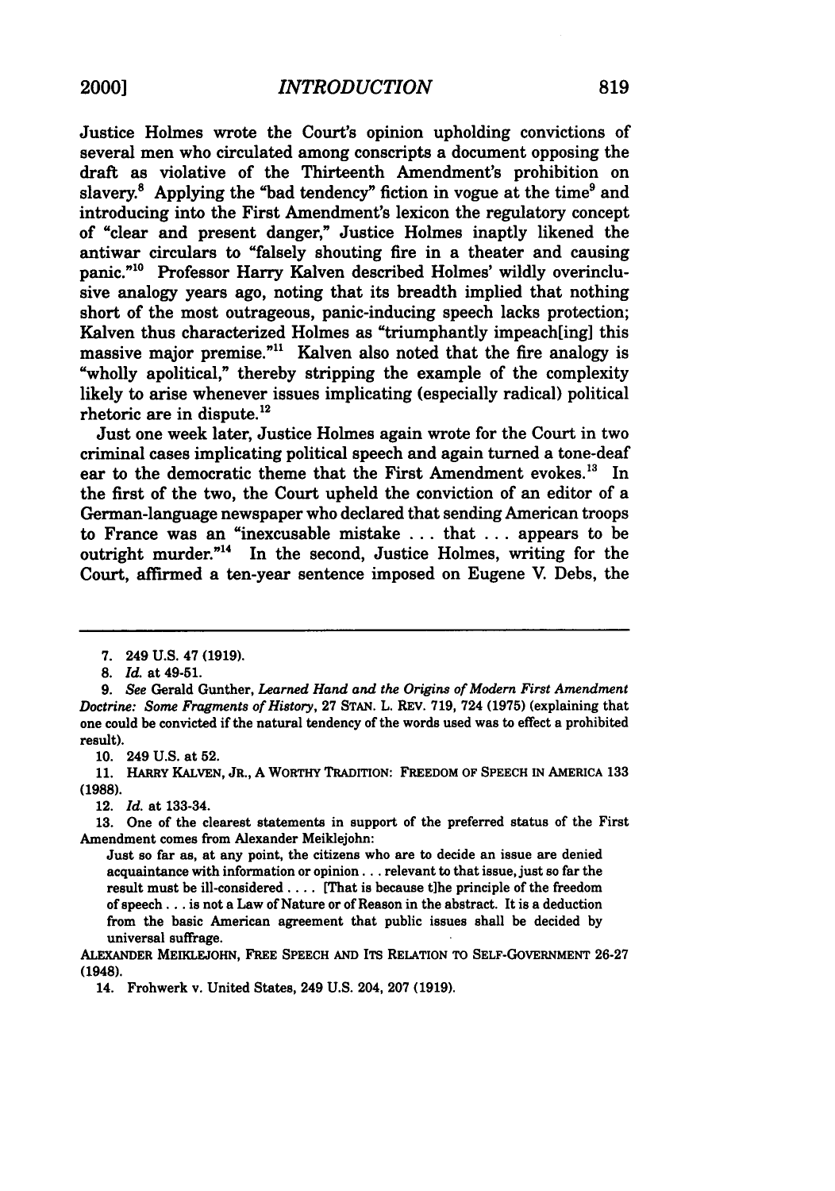Justice Holmes wrote the Court's opinion upholding convictions of several men who circulated among conscripts a document opposing the draft as violative of the Thirteenth Amendment's prohibition on slavery.[8] Applying the "bad tendency" fiction in vogue at the time[9] and introducing into the First Amendment's lexicon the regulatory concept of "clear and present danger," Justice Holmes inaptly likened the antiwar circulars to "falsely shouting fire in a theater and causing panic."[10] Professor Harry Kalven described Holmes' wildly overinclusive analogy years ago, noting that its breadth implied that nothing short of the most outrageous, panic-inducing speech lacks protection; Kalven thus characterized Holmes as "triumphantly impeach[ing] this massive major premise."[11] Kalven also noted that the fire analogy is "wholly apolitical," thereby stripping the example of the complexity likely to arise whenever issues implicating (especially radical) political rhetoric are in dispute.[12]

Just one week later, Justice Holmes again wrote for the Court in two criminal cases implicating political speech and again turned a tone-deaf ear to the democratic theme that the First Amendment evokes.[13] In the first of the two, the Court upheld the conviction of an editor of a German-language newspaper who declared that sending American troops to France was an "inexcusable mistake . . . that . . . appears to be outright murder."[14] In the second, Justice Holmes, writing for the Court, affirmed a ten-year sentence imposed on Eugene V. Debs, the

---

7. 249 U.S. 47 (1919).

8. *Id.* at 49-51.

9. *See* Gerald Gunther, *Learned Hand and the Origins of Modern First Amendment Doctrine: Some Fragments of History*, 27 STAN. L. REV. 719, 724 (1975) (explaining that one could be convicted if the natural tendency of the words used was to effect a prohibited result).

10. 249 U.S. at 52.

11. HARRY KALVEN, JR., A WORTHY TRADITION: FREEDOM OF SPEECH IN AMERICA 133 (1988).

12. *Id.* at 133-34.

13. One of the clearest statements in support of the preferred status of the First Amendment comes from Alexander Meiklejohn:

> Just so far as, at any point, the citizens who are to decide an issue are denied acquaintance with information or opinion . . . relevant to that issue, just so far the result must be ill-considered . . . . [That is because t]he principle of the freedom of speech . . . is not a Law of Nature or of Reason in the abstract. It is a deduction from the basic American agreement that public issues shall be decided by universal suffrage.

ALEXANDER MEIKLEJOHN, FREE SPEECH AND ITS RELATION TO SELF-GOVERNMENT 26-27 (1948).

14. Frohwerk v. United States, 249 U.S. 204, 207 (1919).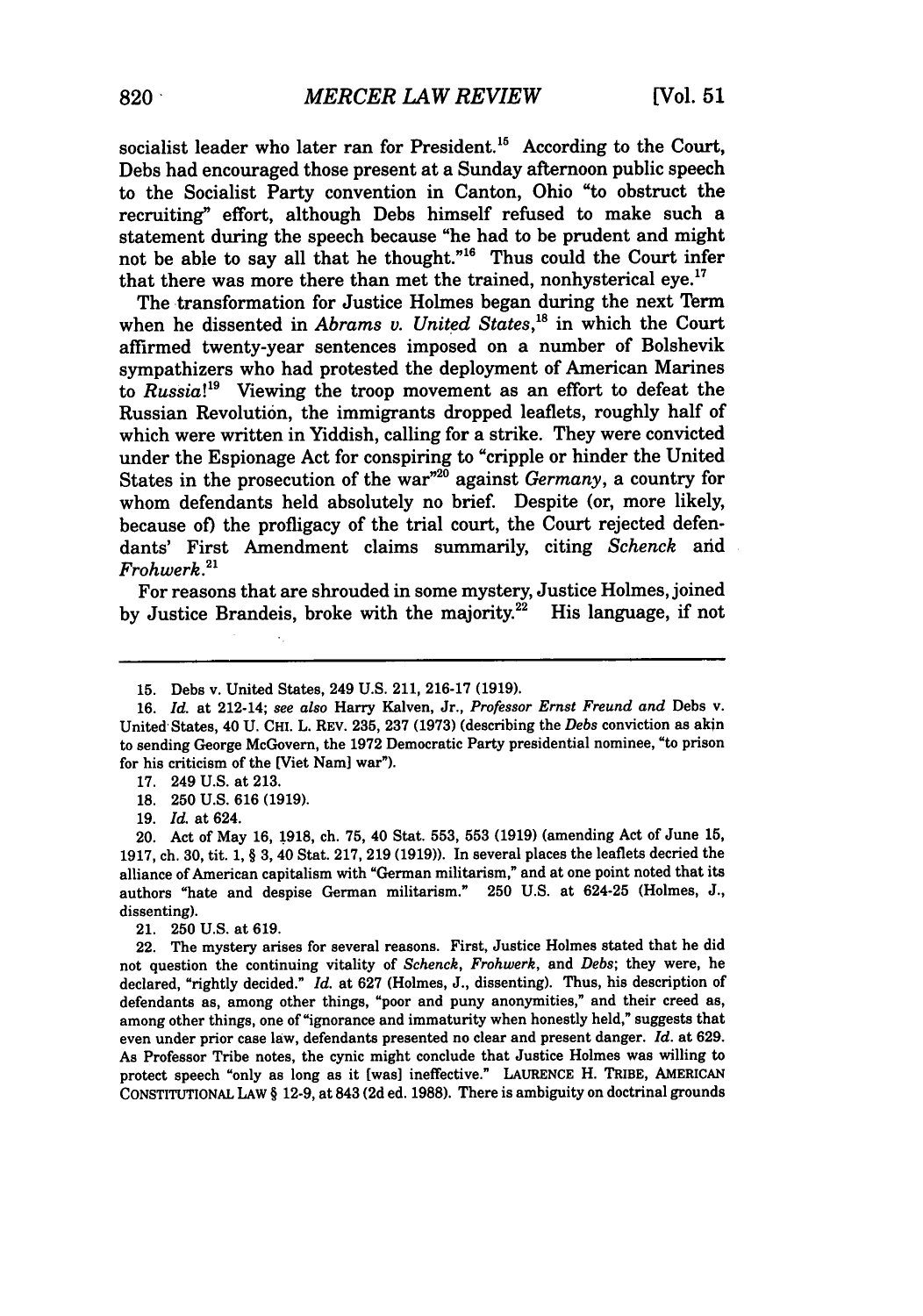socialist leader who later ran for President.[15] According to the Court, Debs had encouraged those present at a Sunday afternoon public speech to the Socialist Party convention in Canton, Ohio "to obstruct the recruiting" effort, although Debs himself refused to make such a statement during the speech because "he had to be prudent and might not be able to say all that he thought."[16] Thus could the Court infer that there was more there than met the trained, nonhysterical eye.[17]

The transformation for Justice Holmes began during the next Term when he dissented in *Abrams v. United States*,[18] in which the Court affirmed twenty-year sentences imposed on a number of Bolshevik sympathizers who had protested the deployment of American Marines to *Russia!*[19] Viewing the troop movement as an effort to defeat the Russian Revolution, the immigrants dropped leaflets, roughly half of which were written in Yiddish, calling for a strike. They were convicted under the Espionage Act for conspiring to "cripple or hinder the United States in the prosecution of the war"[20] against *Germany*, a country for whom defendants held absolutely no brief. Despite (or, more likely, because of) the profligacy of the trial court, the Court rejected defendants' First Amendment claims summarily, citing *Schenck* and *Frohwerk*.[21]

For reasons that are shrouded in some mystery, Justice Holmes, joined by Justice Brandeis, broke with the majority.[22] His language, if not

---

15. Debs v. United States, 249 U.S. 211, 216-17 (1919).

16. *Id.* at 212-14; *see also* Harry Kalven, Jr., *Professor Ernst Freund and* Debs v. United States, 40 U. CHI. L. REV. 235, 237 (1973) (describing the *Debs* conviction as akin to sending George McGovern, the 1972 Democratic Party presidential nominee, "to prison for his criticism of the [Viet Nam] war").

17. 249 U.S. at 213.

18. 250 U.S. 616 (1919).

19. *Id.* at 624.

20. Act of May 16, 1918, ch. 75, 40 Stat. 553, 553 (1919) (amending Act of June 15, 1917, ch. 30, tit. 1, § 3, 40 Stat. 217, 219 (1919)). In several places the leaflets decried the alliance of American capitalism with "German militarism," and at one point noted that its authors "hate and despise German militarism." 250 U.S. at 624-25 (Holmes, J., dissenting).

21. 250 U.S. at 619.

22. The mystery arises for several reasons. First, Justice Holmes stated that he did not question the continuing vitality of *Schenck*, *Frohwerk*, and *Debs*; they were, he declared, "rightly decided." *Id.* at 627 (Holmes, J., dissenting). Thus, his description of defendants as, among other things, "poor and puny anonymities," and their creed as, among other things, one of "ignorance and immaturity when honestly held," suggests that even under prior case law, defendants presented no clear and present danger. *Id.* at 629. As Professor Tribe notes, the cynic might conclude that Justice Holmes was willing to protect speech "only as long as it [was] ineffective." LAURENCE H. TRIBE, AMERICAN CONSTITUTIONAL LAW § 12-9, at 843 (2d ed. 1988). There is ambiguity on doctrinal grounds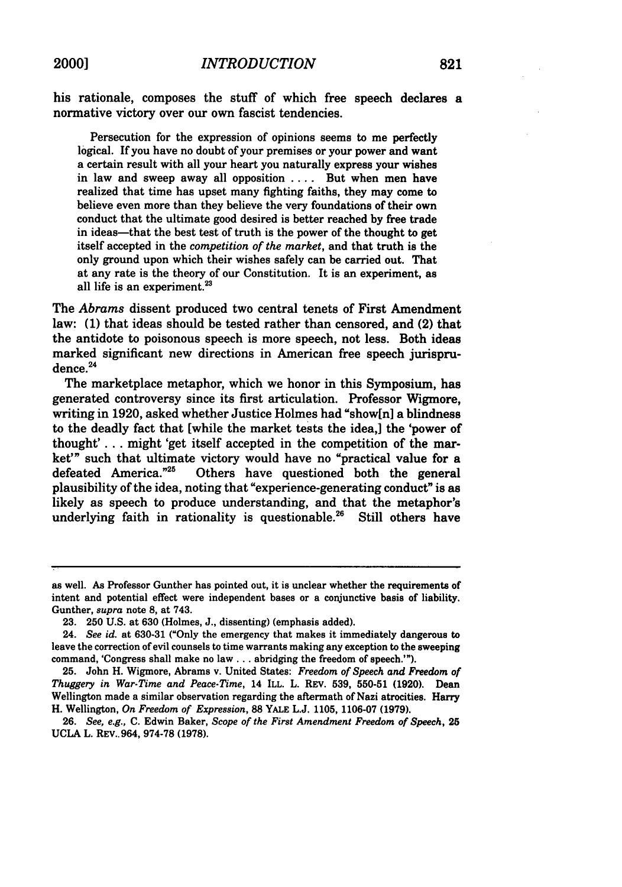his rationale, composes the stuff of which free speech declares a normative victory over our own fascist tendencies.

> Persecution for the expression of opinions seems to me perfectly logical. If you have no doubt of your premises or your power and want a certain result with all your heart you naturally express your wishes in law and sweep away all opposition .... But when men have realized that time has upset many fighting faiths, they may come to believe even more than they believe the very foundations of their own conduct that the ultimate good desired is better reached by free trade in ideas—that the best test of truth is the power of the thought to get itself accepted in the *competition of the market*, and that truth is the only ground upon which their wishes safely can be carried out. That at any rate is the theory of our Constitution. It is an experiment, as all life is an experiment.[23]

The *Abrams* dissent produced two central tenets of First Amendment law: (1) that ideas should be tested rather than censored, and (2) that the antidote to poisonous speech is more speech, not less. Both ideas marked significant new directions in American free speech jurisprudence.[24]

The marketplace metaphor, which we honor in this Symposium, has generated controversy since its first articulation. Professor Wigmore, writing in 1920, asked whether Justice Holmes had "show[n] a blindness to the deadly fact that [while the market tests the idea,] the 'power of thought' . . . might 'get itself accepted in the competition of the market'" such that ultimate victory would have no "practical value for a defeated America."[25] Others have questioned both the general plausibility of the idea, noting that "experience-generating conduct" is as likely as speech to produce understanding, and that the metaphor's underlying faith in rationality is questionable.[26] Still others have

---

as well. As Professor Gunther has pointed out, it is unclear whether the requirements of intent and potential effect were independent bases or a conjunctive basis of liability. Gunther, *supra* note 8, at 743.

23. 250 U.S. at 630 (Holmes, J., dissenting) (emphasis added).

24. *See id.* at 630-31 ("Only the emergency that makes it immediately dangerous to leave the correction of evil counsels to time warrants making any exception to the sweeping command, 'Congress shall make no law . . . abridging the freedom of speech.'").

25. John H. Wigmore, Abrams v. United States: *Freedom of Speech and Freedom of Thuggery in War-Time and Peace-Time*, 14 ILL. L. REV. 539, 550-51 (1920). Dean Wellington made a similar observation regarding the aftermath of Nazi atrocities. Harry H. Wellington, *On Freedom of Expression*, 88 YALE L.J. 1105, 1106-07 (1979).

26. *See, e.g.*, C. Edwin Baker, *Scope of the First Amendment Freedom of Speech*, 25 UCLA L. REV. 964, 974-78 (1978).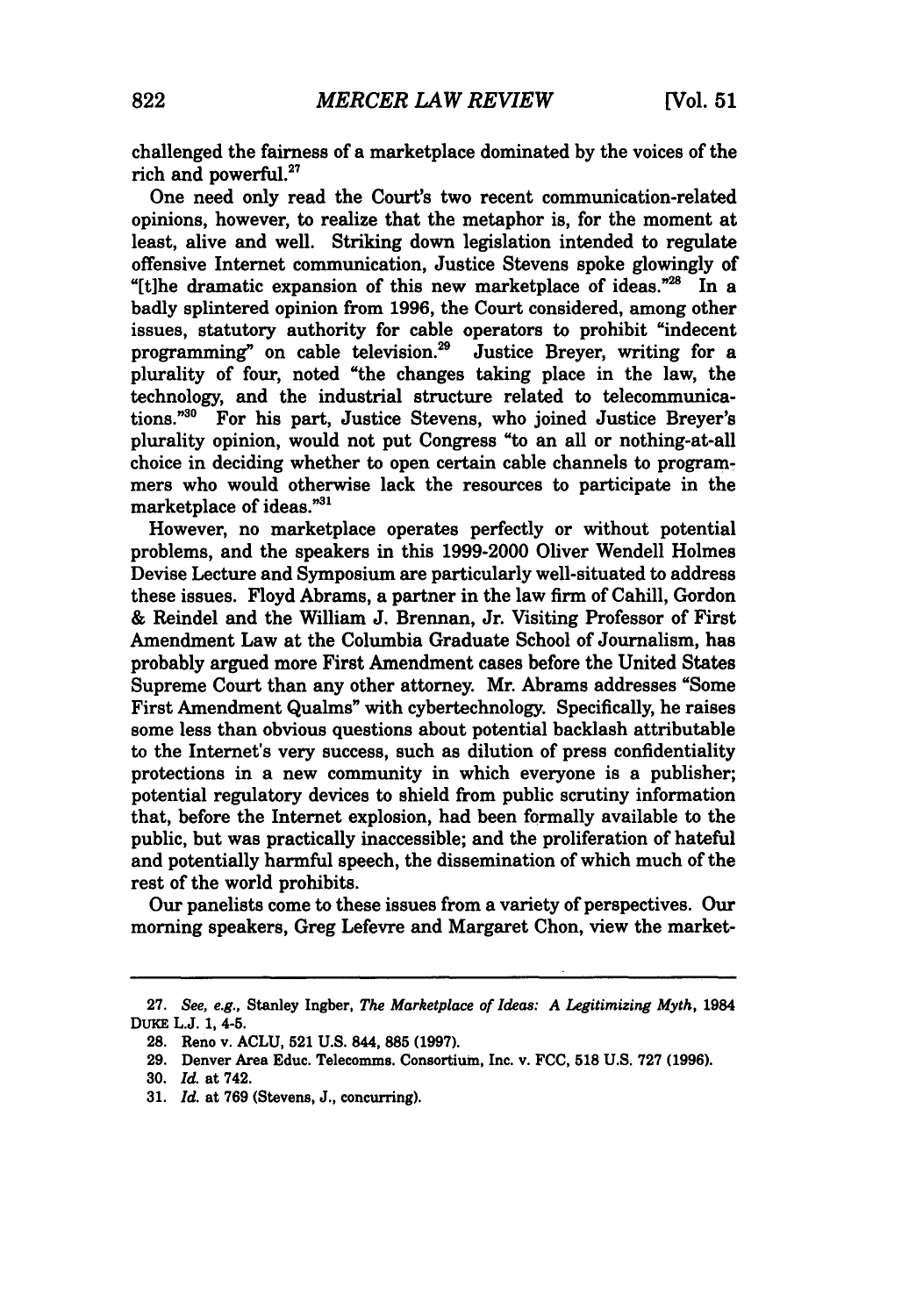challenged the fairness of a marketplace dominated by the voices of the rich and powerful.[27]

One need only read the Court's two recent communication-related opinions, however, to realize that the metaphor is, for the moment at least, alive and well. Striking down legislation intended to regulate offensive Internet communication, Justice Stevens spoke glowingly of "[t]he dramatic expansion of this new marketplace of ideas."[28] In a badly splintered opinion from 1996, the Court considered, among other issues, statutory authority for cable operators to prohibit "indecent programming" on cable television.[29] Justice Breyer, writing for a plurality of four, noted "the changes taking place in the law, the technology, and the industrial structure related to telecommunications."[30] For his part, Justice Stevens, who joined Justice Breyer's plurality opinion, would not put Congress "to an all or nothing-at-all choice in deciding whether to open certain cable channels to programmers who would otherwise lack the resources to participate in the marketplace of ideas."[31]

However, no marketplace operates perfectly or without potential problems, and the speakers in this 1999-2000 Oliver Wendell Holmes Devise Lecture and Symposium are particularly well-situated to address these issues. Floyd Abrams, a partner in the law firm of Cahill, Gordon & Reindel and the William J. Brennan, Jr. Visiting Professor of First Amendment Law at the Columbia Graduate School of Journalism, has probably argued more First Amendment cases before the United States Supreme Court than any other attorney. Mr. Abrams addresses "Some First Amendment Qualms" with cybertechnology. Specifically, he raises some less than obvious questions about potential backlash attributable to the Internet's very success, such as dilution of press confidentiality protections in a new community in which everyone is a publisher; potential regulatory devices to shield from public scrutiny information that, before the Internet explosion, had been formally available to the public, but was practically inaccessible; and the proliferation of hateful and potentially harmful speech, the dissemination of which much of the rest of the world prohibits.

Our panelists come to these issues from a variety of perspectives. Our morning speakers, Greg Lefevre and Margaret Chon, view the market-

---

27. *See, e.g.*, Stanley Ingber, *The Marketplace of Ideas: A Legitimizing Myth*, 1984 DUKE L.J. 1, 4-5.

28. Reno v. ACLU, 521 U.S. 844, 885 (1997).

29. Denver Area Educ. Telecomms. Consortium, Inc. v. FCC, 518 U.S. 727 (1996).

30. *Id.* at 742.

31. *Id.* at 769 (Stevens, J., concurring).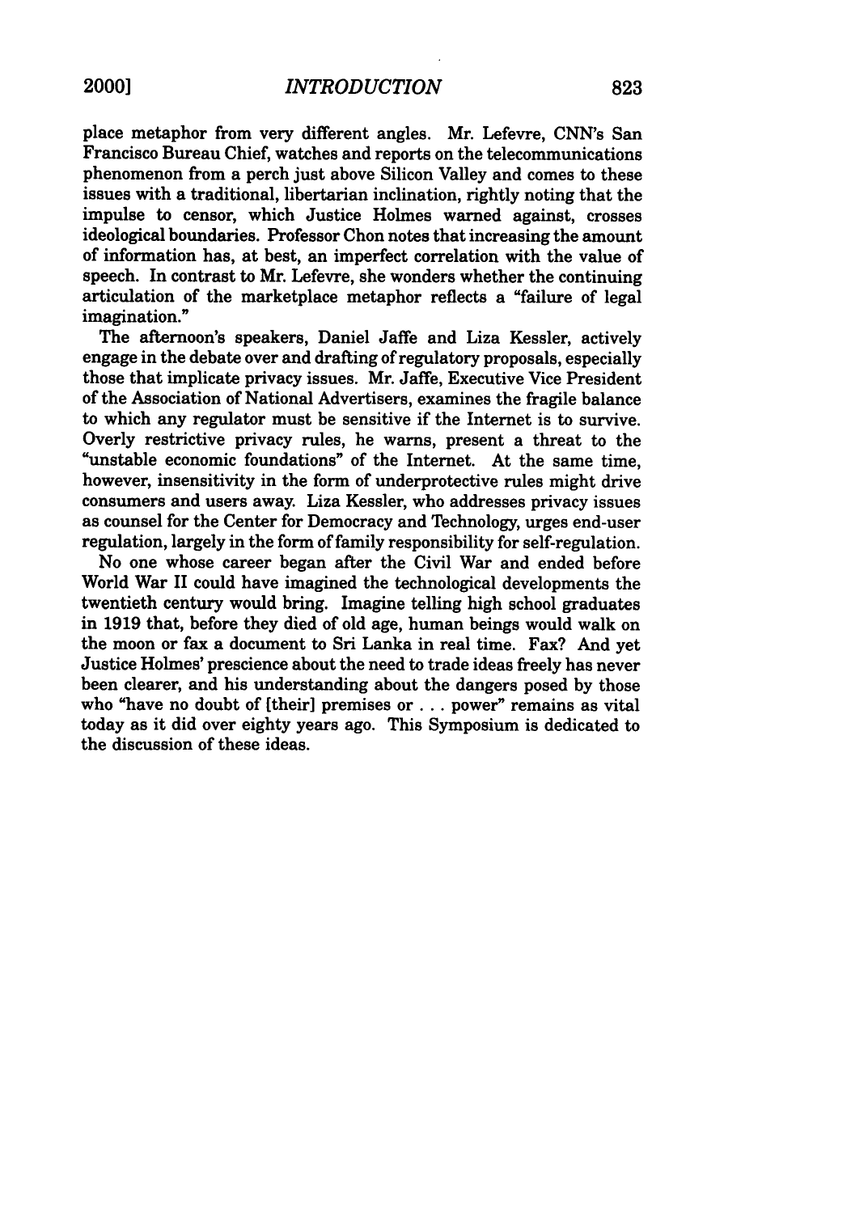place metaphor from very different angles. Mr. Lefevre, CNN's San Francisco Bureau Chief, watches and reports on the telecommunications phenomenon from a perch just above Silicon Valley and comes to these issues with a traditional, libertarian inclination, rightly noting that the impulse to censor, which Justice Holmes warned against, crosses ideological boundaries. Professor Chon notes that increasing the amount of information has, at best, an imperfect correlation with the value of speech. In contrast to Mr. Lefevre, she wonders whether the continuing articulation of the marketplace metaphor reflects a "failure of legal imagination."

The afternoon's speakers, Daniel Jaffe and Liza Kessler, actively engage in the debate over and drafting of regulatory proposals, especially those that implicate privacy issues. Mr. Jaffe, Executive Vice President of the Association of National Advertisers, examines the fragile balance to which any regulator must be sensitive if the Internet is to survive. Overly restrictive privacy rules, he warns, present a threat to the "unstable economic foundations" of the Internet. At the same time, however, insensitivity in the form of underprotective rules might drive consumers and users away. Liza Kessler, who addresses privacy issues as counsel for the Center for Democracy and Technology, urges end-user regulation, largely in the form of family responsibility for self-regulation.

No one whose career began after the Civil War and ended before World War II could have imagined the technological developments the twentieth century would bring. Imagine telling high school graduates in 1919 that, before they died of old age, human beings would walk on the moon or fax a document to Sri Lanka in real time. Fax? And yet Justice Holmes' prescience about the need to trade ideas freely has never been clearer, and his understanding about the dangers posed by those who "have no doubt of [their] premises or . . . power" remains as vital today as it did over eighty years ago. This Symposium is dedicated to the discussion of these ideas.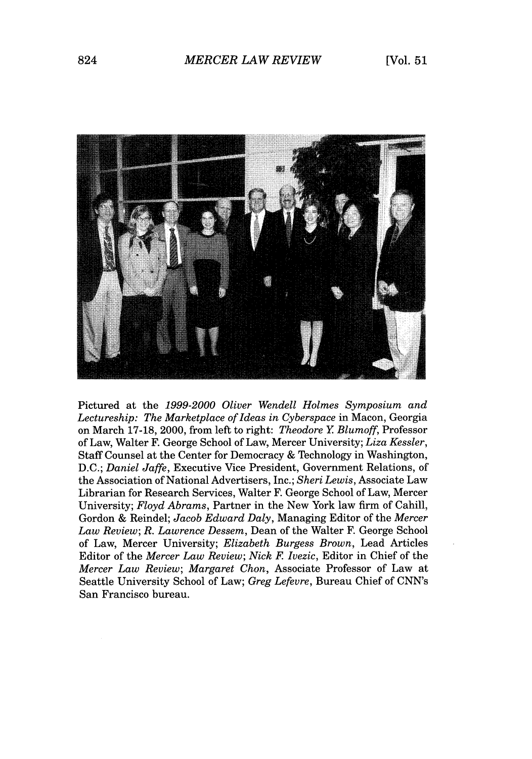Pictured at the *1999-2000 Oliver Wendell Holmes Symposium and Lectureship: The Marketplace of Ideas in Cyberspace* in Macon, Georgia on March 17-18, 2000, from left to right: *Theodore Y. Blumoff*, Professor of Law, Walter F. George School of Law, Mercer University; *Liza Kessler*, Staff Counsel at the Center for Democracy & Technology in Washington, D.C.; *Daniel Jaffe*, Executive Vice President, Government Relations, of the Association of National Advertisers, Inc.; *Sheri Lewis*, Associate Law Librarian for Research Services, Walter F. George School of Law, Mercer University; *Floyd Abrams*, Partner in the New York law firm of Cahill, Gordon & Reindel; *Jacob Edward Daly*, Managing Editor of the *Mercer Law Review*; *R. Lawrence Dessem*, Dean of the Walter F. George School of Law, Mercer University; *Elizabeth Burgess Brown*, Lead Articles Editor of the *Mercer Law Review*; *Nick F. Ivezic*, Editor in Chief of the *Mercer Law Review*; *Margaret Chon*, Associate Professor of Law at Seattle University School of Law; *Greg Lefevre*, Bureau Chief of CNN's San Francisco bureau.